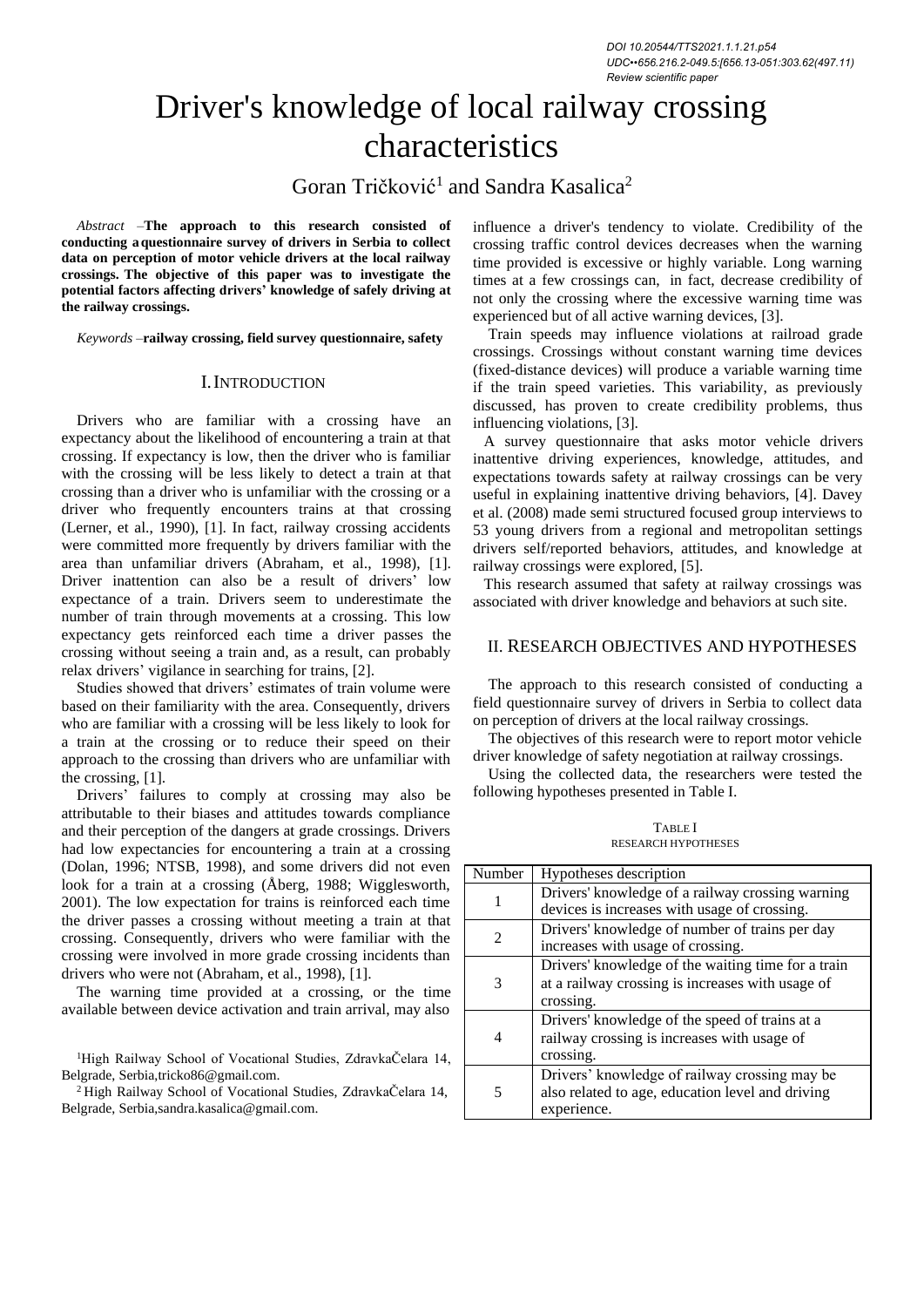DOI 10.20544/TTS2021.1.1.21.p54
UDC••656.216.2-049.5:[656.13-051:303.62(497.11)
Review scientific paper

# Driver's knowledge of local railway crossing characteristics

Goran Tričković[1] and Sandra Kasalica[2]

*Abstract* –**The approach to this research consisted of conducting a questionnaire survey of drivers in Serbia to collect data on perception of motor vehicle drivers at the local railway crossings. The objective of this paper was to investigate the potential factors affecting drivers' knowledge of safely driving at the railway crossings.**

*Keywords* –**railway crossing, field survey questionnaire, safety**

## I. INTRODUCTION

Drivers who are familiar with a crossing have an expectancy about the likelihood of encountering a train at that crossing. If expectancy is low, then the driver who is familiar with the crossing will be less likely to detect a train at that crossing than a driver who is unfamiliar with the crossing or a driver who frequently encounters trains at that crossing (Lerner, et al., 1990), [1]. In fact, railway crossing accidents were committed more frequently by drivers familiar with the area than unfamiliar drivers (Abraham, et al., 1998), [1]. Driver inattention can also be a result of drivers' low expectance of a train. Drivers seem to underestimate the number of train through movements at a crossing. This low expectancy gets reinforced each time a driver passes the crossing without seeing a train and, as a result, can probably relax drivers' vigilance in searching for trains, [2].

Studies showed that drivers' estimates of train volume were based on their familiarity with the area. Consequently, drivers who are familiar with a crossing will be less likely to look for a train at the crossing or to reduce their speed on their approach to the crossing than drivers who are unfamiliar with the crossing, [1].

Drivers' failures to comply at crossing may also be attributable to their biases and attitudes towards compliance and their perception of the dangers at grade crossings. Drivers had low expectancies for encountering a train at a crossing (Dolan, 1996; NTSB, 1998), and some drivers did not even look for a train at a crossing (Åberg, 1988; Wigglesworth, 2001). The low expectation for trains is reinforced each time the driver passes a crossing without meeting a train at that crossing. Consequently, drivers who were familiar with the crossing were involved in more grade crossing incidents than drivers who were not (Abraham, et al., 1998), [1].

The warning time provided at a crossing, or the time available between device activation and train arrival, may also influence a driver's tendency to violate. Credibility of the crossing traffic control devices decreases when the warning time provided is excessive or highly variable. Long warning times at a few crossings can, in fact, decrease credibility of not only the crossing where the excessive warning time was experienced but of all active warning devices, [3].

Train speeds may influence violations at railroad grade crossings. Crossings without constant warning time devices (fixed-distance devices) will produce a variable warning time if the train speed varieties. This variability, as previously discussed, has proven to create credibility problems, thus influencing violations, [3].

A survey questionnaire that asks motor vehicle drivers inattentive driving experiences, knowledge, attitudes, and expectations towards safety at railway crossings can be very useful in explaining inattentive driving behaviors, [4]. Davey et al. (2008) made semi structured focused group interviews to 53 young drivers from a regional and metropolitan settings drivers self/reported behaviors, attitudes, and knowledge at railway crossings were explored, [5].

This research assumed that safety at railway crossings was associated with driver knowledge and behaviors at such site.

## II. RESEARCH OBJECTIVES AND HYPOTHESES

The approach to this research consisted of conducting a field questionnaire survey of drivers in Serbia to collect data on perception of drivers at the local railway crossings.

The objectives of this research were to report motor vehicle driver knowledge of safety negotiation at railway crossings.

Using the collected data, the researchers were tested the following hypotheses presented in Table I.

TABLE I
RESEARCH HYPOTHESES

| Number | Hypotheses description |
|---|---|
| 1 | Drivers' knowledge of a railway crossing warning devices is increases with usage of crossing. |
| 2 | Drivers' knowledge of number of trains per day increases with usage of crossing. |
| 3 | Drivers' knowledge of the waiting time for a train at a railway crossing is increases with usage of crossing. |
| 4 | Drivers' knowledge of the speed of trains at a railway crossing is increases with usage of crossing. |
| 5 | Drivers' knowledge of railway crossing may be also related to age, education level and driving experience. |

[1]High Railway School of Vocational Studies, ZdravkaČelara 14, Belgrade, Serbia,tricko86@gmail.com.

[2] High Railway School of Vocational Studies, ZdravkaČelara 14, Belgrade, Serbia,sandra.kasalica@gmail.com.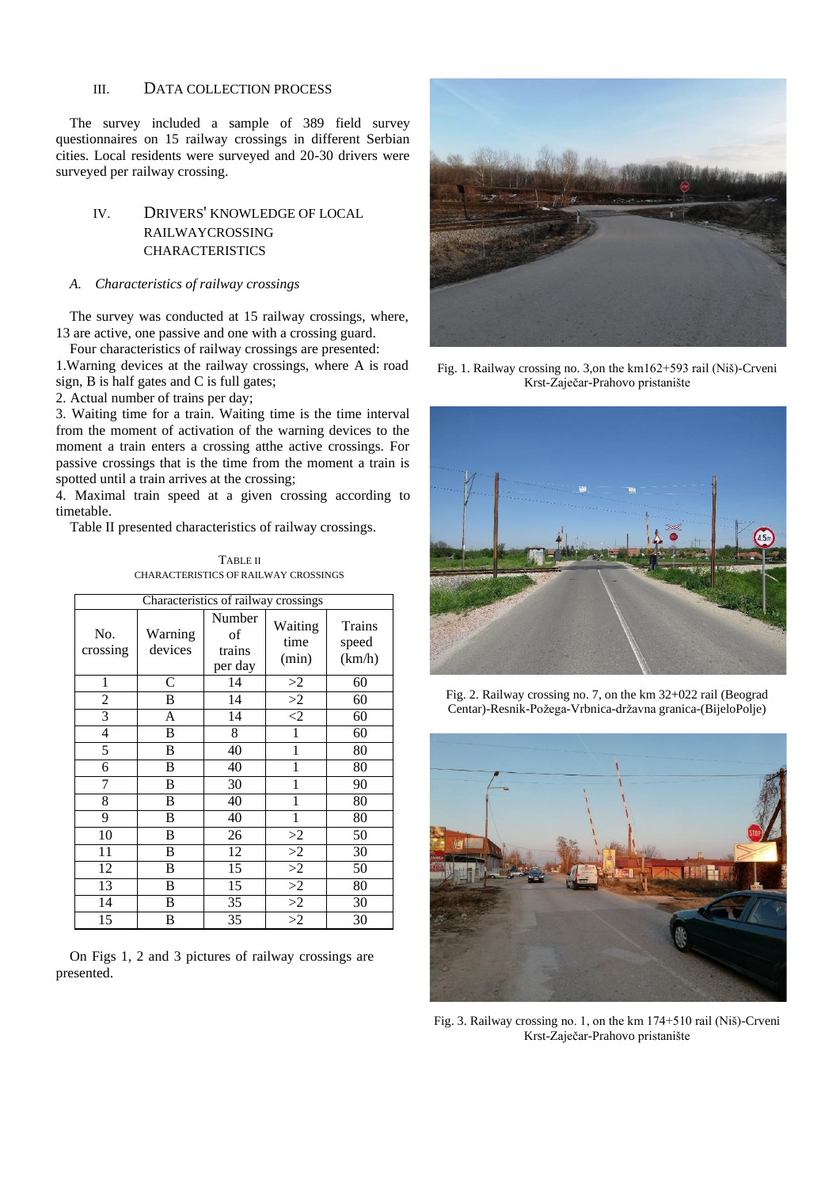## III. DATA COLLECTION PROCESS

The survey included a sample of 389 field survey questionnaires on 15 railway crossings in different Serbian cities. Local residents were surveyed and 20-30 drivers were surveyed per railway crossing.

## IV. DRIVERS' KNOWLEDGE OF LOCAL RAILWAYCROSSING CHARACTERISTICS

### *A. Characteristics of railway crossings*

The survey was conducted at 15 railway crossings, where, 13 are active, one passive and one with a crossing guard.

Four characteristics of railway crossings are presented:

1.Warning devices at the railway crossings, where A is road sign, B is half gates and C is full gates;

2. Actual number of trains per day;

3. Waiting time for a train. Waiting time is the time interval from the moment of activation of the warning devices to the moment a train enters a crossing atthe active crossings. For passive crossings that is the time from the moment a train is spotted until a train arrives at the crossing;

4. Maximal train speed at a given crossing according to timetable.

Table II presented characteristics of railway crossings.

TABLE II
CHARACTERISTICS OF RAILWAY CROSSINGS

| Characteristics of railway crossings | | | | |
|---|---|---|---|---|
| No. crossing | Warning devices | Number of trains per day | Waiting time (min) | Trains speed (km/h) |
| 1 | C | 14 | >2 | 60 |
| 2 | B | 14 | >2 | 60 |
| 3 | A | 14 | <2 | 60 |
| 4 | B | 8 | 1 | 60 |
| 5 | B | 40 | 1 | 80 |
| 6 | B | 40 | 1 | 80 |
| 7 | B | 30 | 1 | 90 |
| 8 | B | 40 | 1 | 80 |
| 9 | B | 40 | 1 | 80 |
| 10 | B | 26 | >2 | 50 |
| 11 | B | 12 | >2 | 30 |
| 12 | B | 15 | >2 | 50 |
| 13 | B | 15 | >2 | 80 |
| 14 | B | 35 | >2 | 30 |
| 15 | B | 35 | >2 | 30 |

On Figs 1, 2 and 3 pictures of railway crossings are presented.

Fig. 1. Railway crossing no. 3,on the km162+593 rail (Niš)-Crveni Krst-Zaječar-Prahovo pristanište

Fig. 2. Railway crossing no. 7, on the km 32+022 rail (Beograd Centar)-Resnik-Požega-Vrbnica-državna granica-(BijeloPolje)

Fig. 3. Railway crossing no. 1, on the km 174+510 rail (Niš)-Crveni Krst-Zaječar-Prahovo pristanište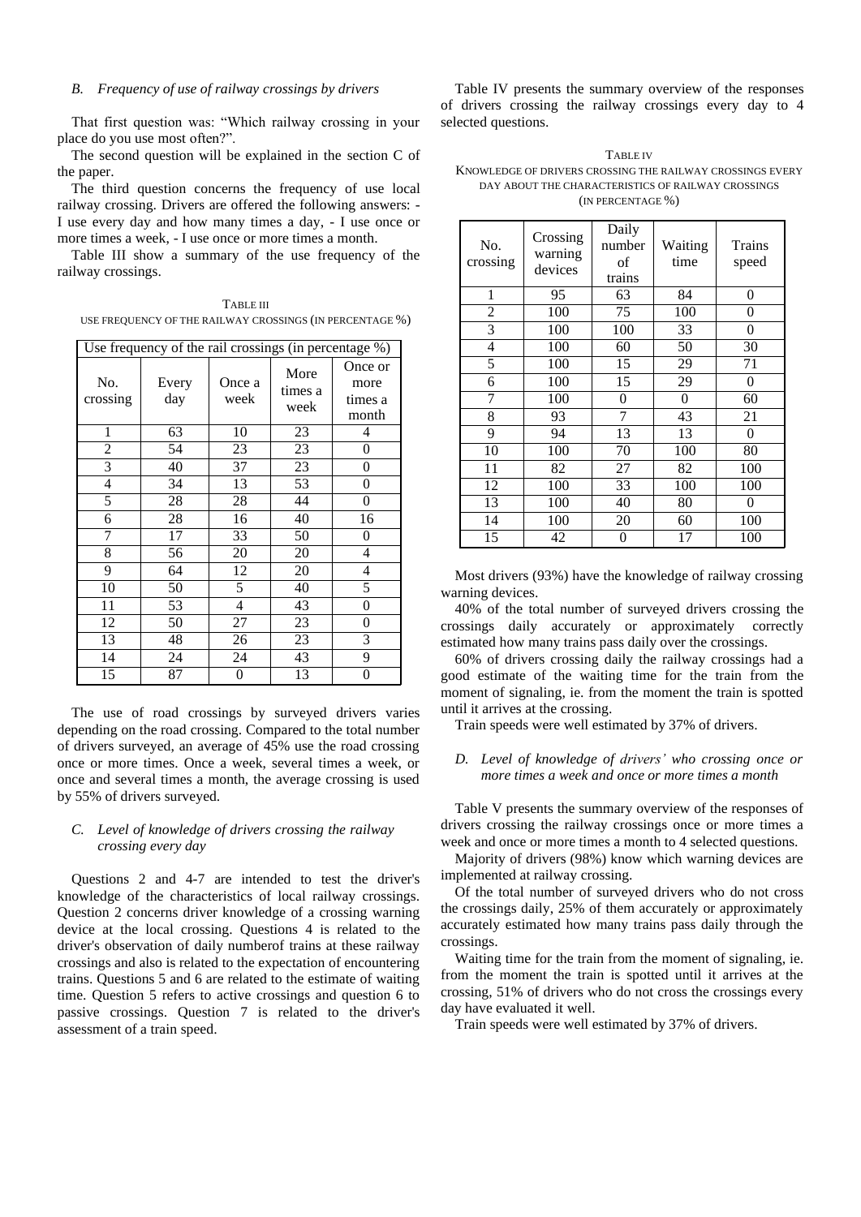### B. *Frequency of use of railway crossings by drivers*

That first question was: "Which railway crossing in your place do you use most often?".

The second question will be explained in the section C of the paper.

The third question concerns the frequency of use local railway crossing. Drivers are offered the following answers: - I use every day and how many times a day, - I use once or more times a week, - I use once or more times a month.

Table III show a summary of the use frequency of the railway crossings.

TABLE III
USE FREQUENCY OF THE RAILWAY CROSSINGS (IN PERCENTAGE %)

| Use frequency of the rail crossings (in percentage %) | | | | |
|---|---|---|---|---|
| No. crossing | Every day | Once a week | More times a week | Once or more times a month |
| 1 | 63 | 10 | 23 | 4 |
| 2 | 54 | 23 | 23 | 0 |
| 3 | 40 | 37 | 23 | 0 |
| 4 | 34 | 13 | 53 | 0 |
| 5 | 28 | 28 | 44 | 0 |
| 6 | 28 | 16 | 40 | 16 |
| 7 | 17 | 33 | 50 | 0 |
| 8 | 56 | 20 | 20 | 4 |
| 9 | 64 | 12 | 20 | 4 |
| 10 | 50 | 5 | 40 | 5 |
| 11 | 53 | 4 | 43 | 0 |
| 12 | 50 | 27 | 23 | 0 |
| 13 | 48 | 26 | 23 | 3 |
| 14 | 24 | 24 | 43 | 9 |
| 15 | 87 | 0 | 13 | 0 |

The use of road crossings by surveyed drivers varies depending on the road crossing. Compared to the total number of drivers surveyed, an average of 45% use the road crossing once or more times. Once a week, several times a week, or once and several times a month, the average crossing is used by 55% of drivers surveyed.

### C. *Level of knowledge of drivers crossing the railway crossing every day*

Questions 2 and 4-7 are intended to test the driver's knowledge of the characteristics of local railway crossings. Question 2 concerns driver knowledge of a crossing warning device at the local crossing. Questions 4 is related to the driver's observation of daily numberof trains at these railway crossings and also is related to the expectation of encountering trains. Questions 5 and 6 are related to the estimate of waiting time. Question 5 refers to active crossings and question 6 to passive crossings. Question 7 is related to the driver's assessment of a train speed.

Table IV presents the summary overview of the responses of drivers crossing the railway crossings every day to 4 selected questions.

TABLE IV
KNOWLEDGE OF DRIVERS CROSSING THE RAILWAY CROSSINGS EVERY DAY ABOUT THE CHARACTERISTICS OF RAILWAY CROSSINGS (IN PERCENTAGE %)

| No. crossing | Crossing warning devices | Daily number of trains | Waiting time | Trains speed |
|---|---|---|---|---|
| 1 | 95 | 63 | 84 | 0 |
| 2 | 100 | 75 | 100 | 0 |
| 3 | 100 | 100 | 33 | 0 |
| 4 | 100 | 60 | 50 | 30 |
| 5 | 100 | 15 | 29 | 71 |
| 6 | 100 | 15 | 29 | 0 |
| 7 | 100 | 0 | 0 | 60 |
| 8 | 93 | 7 | 43 | 21 |
| 9 | 94 | 13 | 13 | 0 |
| 10 | 100 | 70 | 100 | 80 |
| 11 | 82 | 27 | 82 | 100 |
| 12 | 100 | 33 | 100 | 100 |
| 13 | 100 | 40 | 80 | 0 |
| 14 | 100 | 20 | 60 | 100 |
| 15 | 42 | 0 | 17 | 100 |

Most drivers (93%) have the knowledge of railway crossing warning devices.

40% of the total number of surveyed drivers crossing the crossings daily accurately or approximately correctly estimated how many trains pass daily over the crossings.

60% of drivers crossing daily the railway crossings had a good estimate of the waiting time for the train from the moment of signaling, ie. from the moment the train is spotted until it arrives at the crossing.

Train speeds were well estimated by 37% of drivers.

### D. *Level of knowledge of drivers' who crossing once or more times a week and once or more times a month*

Table V presents the summary overview of the responses of drivers crossing the railway crossings once or more times a week and once or more times a month to 4 selected questions.

Majority of drivers (98%) know which warning devices are implemented at railway crossing.

Of the total number of surveyed drivers who do not cross the crossings daily, 25% of them accurately or approximately accurately estimated how many trains pass daily through the crossings.

Waiting time for the train from the moment of signaling, ie. from the moment the train is spotted until it arrives at the crossing, 51% of drivers who do not cross the crossings every day have evaluated it well.

Train speeds were well estimated by 37% of drivers.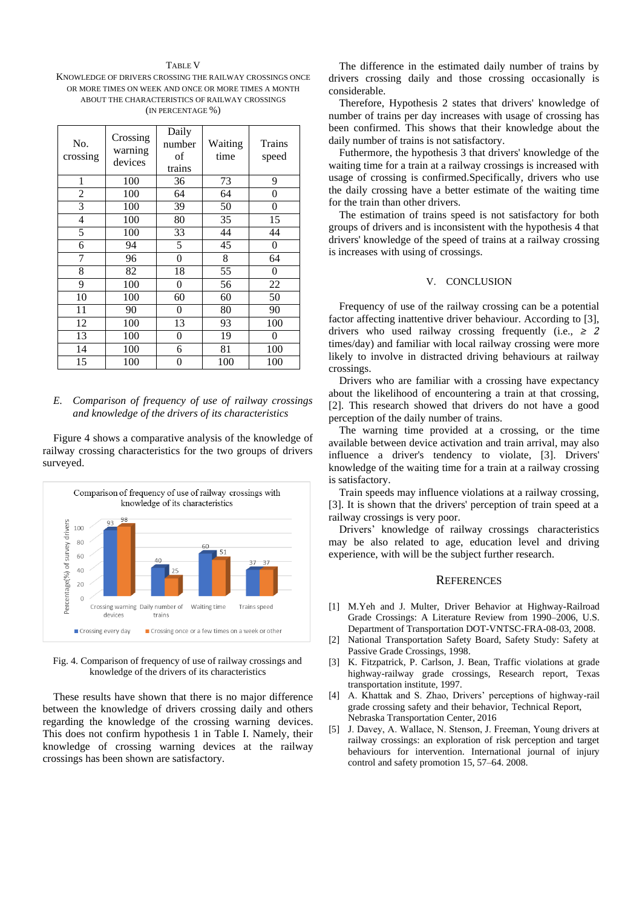TABLE V
KNOWLEDGE OF DRIVERS CROSSING THE RAILWAY CROSSINGS ONCE OR MORE TIMES ON WEEK AND ONCE OR MORE TIMES A MONTH ABOUT THE CHARACTERISTICS OF RAILWAY CROSSINGS
(IN PERCENTAGE %)

| No. crossing | Crossing warning devices | Daily number of trains | Waiting time | Trains speed |
|---|---|---|---|---|
| 1 | 100 | 36 | 73 | 9 |
| 2 | 100 | 64 | 64 | 0 |
| 3 | 100 | 39 | 50 | 0 |
| 4 | 100 | 80 | 35 | 15 |
| 5 | 100 | 33 | 44 | 44 |
| 6 | 94 | 5 | 45 | 0 |
| 7 | 96 | 0 | 8 | 64 |
| 8 | 82 | 18 | 55 | 0 |
| 9 | 100 | 0 | 56 | 22 |
| 10 | 100 | 60 | 60 | 50 |
| 11 | 90 | 0 | 80 | 90 |
| 12 | 100 | 13 | 93 | 100 |
| 13 | 100 | 0 | 19 | 0 |
| 14 | 100 | 6 | 81 | 100 |
| 15 | 100 | 0 | 100 | 100 |

### *E. Comparison of frequency of use of railway crossings and knowledge of the drivers of its characteristics*

Figure 4 shows a comparative analysis of the knowledge of railway crossing characteristics for the two groups of drivers surveyed.

Comparison of frequency of use of railway crossings with knowledge of its characteristics

Percentage(%) of survey drivers

0
20
40
60
80
100

93 98
40 25
60 51
37 37

Crossing warning devices
Daily number of trains
Waiting time
Trains speed

Crossing every day
Crossing once or a few times on a week or other

Fig. 4. Comparison of frequency of use of railway crossings and knowledge of the drivers of its characteristics

These results have shown that there is no major difference between the knowledge of drivers crossing daily and others regarding the knowledge of the crossing warning devices. This does not confirm hypothesis 1 in Table I. Namely, their knowledge of crossing warning devices at the railway crossings has been shown are satisfactory.

The difference in the estimated daily number of trains by drivers crossing daily and those crossing occasionally is considerable.

Therefore, Hypothesis 2 states that drivers' knowledge of number of trains per day increases with usage of crossing has been confirmed. This shows that their knowledge about the daily number of trains is not satisfactory.

Futhermore, the hypothesis 3 that drivers' knowledge of the waiting time for a train at a railway crossings is increased with usage of crossing is confirmed.Specifically, drivers who use the daily crossing have a better estimate of the waiting time for the train than other drivers.

The estimation of trains speed is not satisfactory for both groups of drivers and is inconsistent with the hypothesis 4 that drivers' knowledge of the speed of trains at a railway crossing is increases with using of crossings.

## V. CONCLUSION

Frequency of use of the railway crossing can be a potential factor affecting inattentive driver behaviour. According to [3], drivers who used railway crossing frequently (i.e., ≥ *2* times/day) and familiar with local railway crossing were more likely to involve in distracted driving behaviours at railway crossings.

Drivers who are familiar with a crossing have expectancy about the likelihood of encountering a train at that crossing, [2]. This research showed that drivers do not have a good perception of the daily number of trains.

The warning time provided at a crossing, or the time available between device activation and train arrival, may also influence a driver's tendency to violate, [3]. Drivers' knowledge of the waiting time for a train at a railway crossing is satisfactory.

Train speeds may influence violations at a railway crossing, [3]. It is shown that the drivers' perception of train speed at a railway crossings is very poor.

Drivers' knowledge of railway crossings characteristics may be also related to age, education level and driving experience, with will be the subject further research.

## REFERENCES

[1] M.Yeh and J. Multer, Driver Behavior at Highway-Railroad Grade Crossings: A Literature Review from 1990–2006, U.S. Department of Transportation DOT-VNTSC-FRA-08-03, 2008.

[2] National Transportation Safety Board, Safety Study: Safety at Passive Grade Crossings, 1998.

[3] K. Fitzpatrick, P. Carlson, J. Bean, Traffic violations at grade highway-railway grade crossings, Research report, Texas transportation institute, 1997.

[4] A. Khattak and S. Zhao, Drivers' perceptions of highway-rail grade crossing safety and their behavior, Technical Report, Nebraska Transportation Center, 2016

[5] J. Davey, A. Wallace, N. Stenson, J. Freeman, Young drivers at railway crossings: an exploration of risk perception and target behaviours for intervention. International journal of injury control and safety promotion 15, 57–64. 2008.